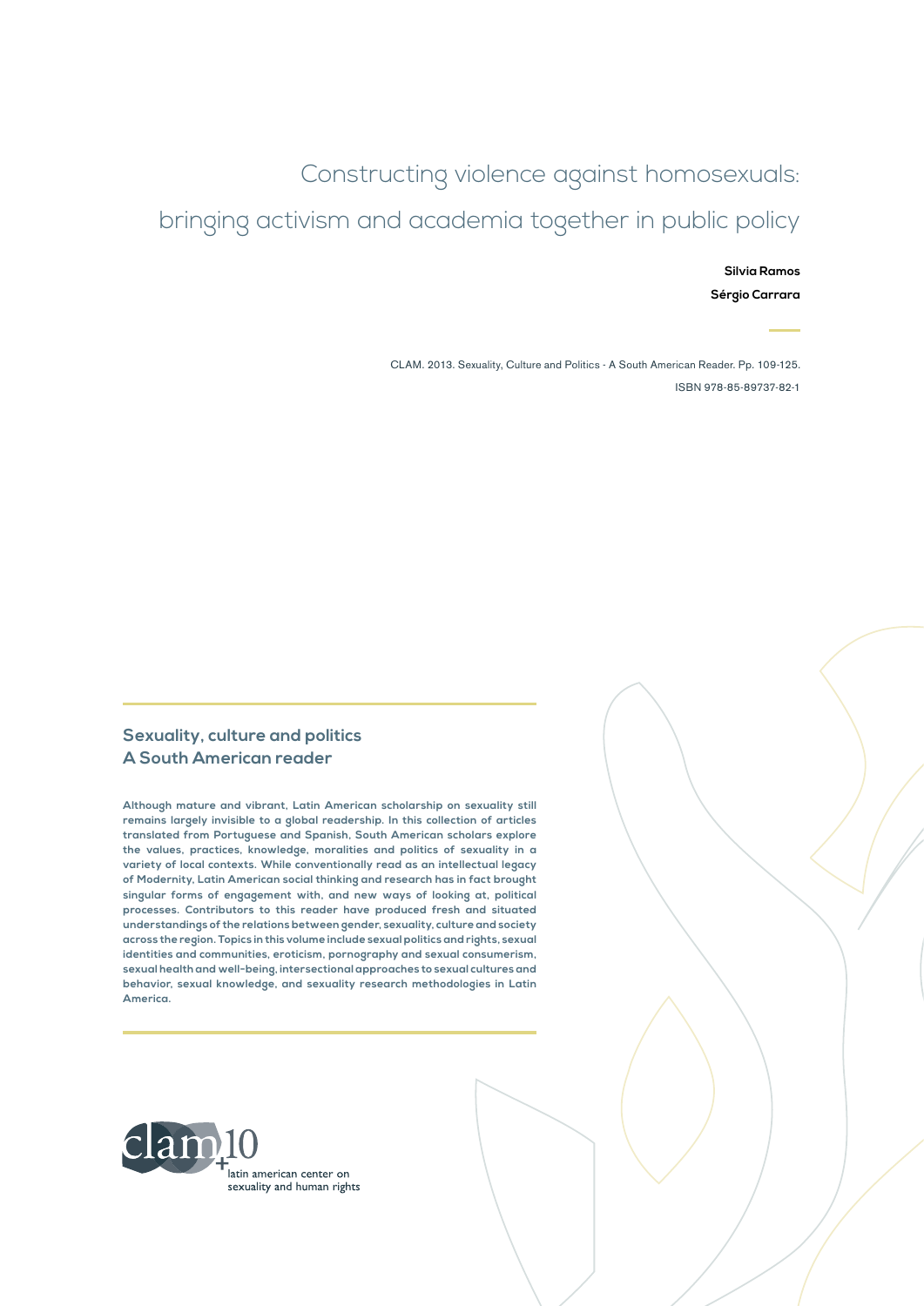# Constructing violence against homosexuals: bringing activism and academia together in public policy

**Silvia Ramos**

**Sérgio Carrara**

CLAM. 2013. Sexuality, Culture and Politics - A South American Reader. Pp. 109-125.

ISBN 978-85-89737-82-1

## Sexuality, culture and politics
## A South American reader

**Although mature and vibrant, Latin American scholarship on sexuality still remains largely invisible to a global readership. In this collection of articles translated from Portuguese and Spanish, South American scholars explore the values, practices, knowledge, moralities and politics of sexuality in a variety of local contexts. While conventionally read as an intellectual legacy of Modernity, Latin American social thinking and research has in fact brought singular forms of engagement with, and new ways of looking at, political processes. Contributors to this reader have produced fresh and situated understandings of the relations between gender, sexuality, culture and society across the region. Topics in this volume include sexual politics and rights, sexual identities and communities, eroticism, pornography and sexual consumerism, sexual health and well-being, intersectional approaches to sexual cultures and behavior, sexual knowledge, and sexuality research methodologies in Latin America.**

clam +10

latin american center on sexuality and human rights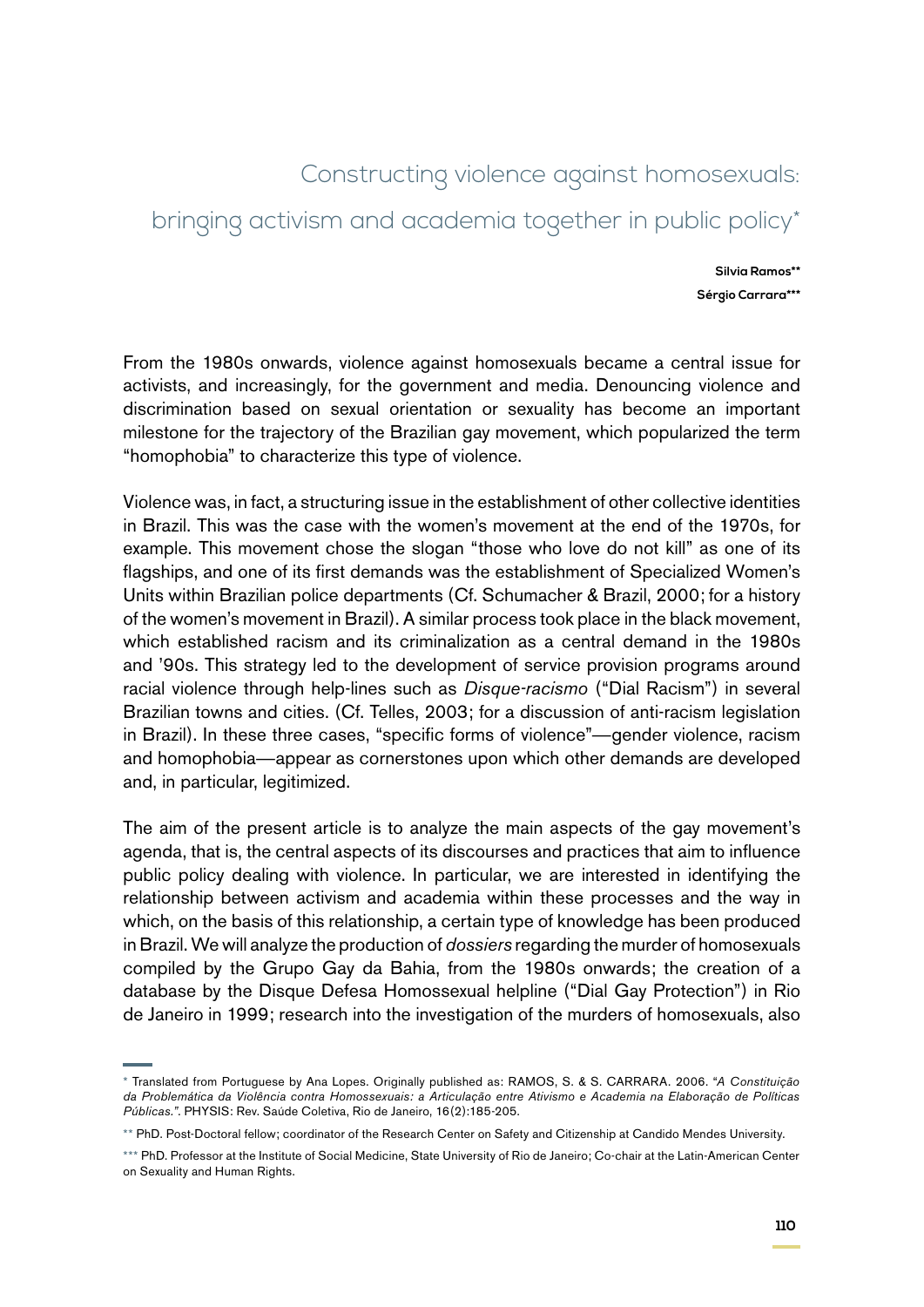# Constructing violence against homosexuals: bringing activism and academia together in public policy*

**Silvia Ramos****
**Sérgio Carrara*****

From the 1980s onwards, violence against homosexuals became a central issue for activists, and increasingly, for the government and media. Denouncing violence and discrimination based on sexual orientation or sexuality has become an important milestone for the trajectory of the Brazilian gay movement, which popularized the term "homophobia" to characterize this type of violence.

Violence was, in fact, a structuring issue in the establishment of other collective identities in Brazil. This was the case with the women's movement at the end of the 1970s, for example. This movement chose the slogan "those who love do not kill" as one of its flagships, and one of its first demands was the establishment of Specialized Women's Units within Brazilian police departments (Cf. Schumacher & Brazil, 2000; for a history of the women's movement in Brazil). A similar process took place in the black movement, which established racism and its criminalization as a central demand in the 1980s and '90s. This strategy led to the development of service provision programs around racial violence through help-lines such as *Disque-racismo* ("Dial Racism") in several Brazilian towns and cities. (Cf. Telles, 2003; for a discussion of anti-racism legislation in Brazil). In these three cases, "specific forms of violence"—gender violence, racism and homophobia—appear as cornerstones upon which other demands are developed and, in particular, legitimized.

The aim of the present article is to analyze the main aspects of the gay movement's agenda, that is, the central aspects of its discourses and practices that aim to influence public policy dealing with violence. In particular, we are interested in identifying the relationship between activism and academia within these processes and the way in which, on the basis of this relationship, a certain type of knowledge has been produced in Brazil. We will analyze the production of *dossiers* regarding the murder of homosexuals compiled by the Grupo Gay da Bahia, from the 1980s onwards; the creation of a database by the Disque Defesa Homossexual helpline ("Dial Gay Protection") in Rio de Janeiro in 1999; research into the investigation of the murders of homosexuals, also

---

\* Translated from Portuguese by Ana Lopes. Originally published as: RAMOS, S. & S. CARRARA. 2006. "*A Constituição da Problemática da Violência contra Homossexuais: a Articulação entre Ativismo e Academia na Elaboração de Políticas Públicas.*". PHYSIS: Rev. Saúde Coletiva, Rio de Janeiro, 16(2):185-205.

\*\* PhD. Post-Doctoral fellow; coordinator of the Research Center on Safety and Citizenship at Candido Mendes University.

\*\*\* PhD. Professor at the Institute of Social Medicine, State University of Rio de Janeiro; Co-chair at the Latin-American Center on Sexuality and Human Rights.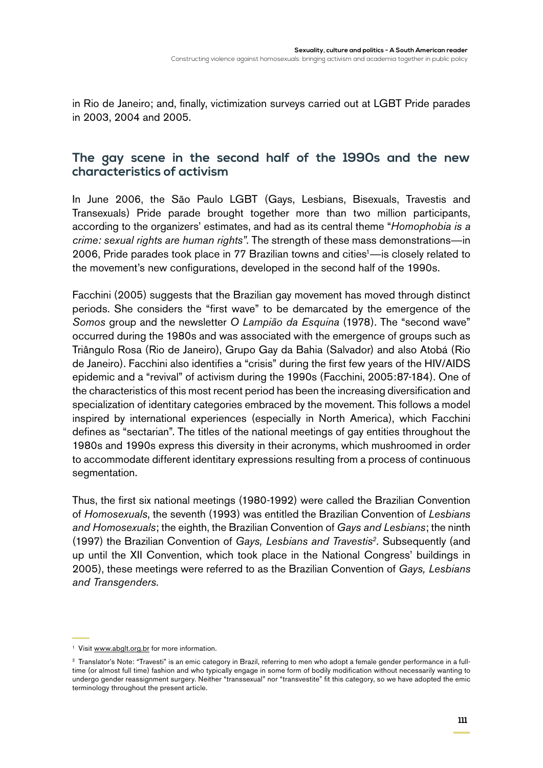in Rio de Janeiro; and, finally, victimization surveys carried out at LGBT Pride parades in 2003, 2004 and 2005.

## The gay scene in the second half of the 1990s and the new characteristics of activism

In June 2006, the São Paulo LGBT (Gays, Lesbians, Bisexuals, Travestis and Transexuals) Pride parade brought together more than two million participants, according to the organizers' estimates, and had as its central theme "*Homophobia is a crime: sexual rights are human rights".* The strength of these mass demonstrations—in 2006, Pride parades took place in 77 Brazilian towns and cities[1]—is closely related to the movement's new configurations, developed in the second half of the 1990s.

Facchini (2005) suggests that the Brazilian gay movement has moved through distinct periods. She considers the "first wave" to be demarcated by the emergence of the *Somos* group and the newsletter *O Lampião da Esquina* (1978). The "second wave" occurred during the 1980s and was associated with the emergence of groups such as Triângulo Rosa (Rio de Janeiro), Grupo Gay da Bahia (Salvador) and also Atobá (Rio de Janeiro). Facchini also identifies a "crisis" during the first few years of the HIV/AIDS epidemic and a "revival" of activism during the 1990s (Facchini, 2005:87-184). One of the characteristics of this most recent period has been the increasing diversification and specialization of identitary categories embraced by the movement. This follows a model inspired by international experiences (especially in North America), which Facchini defines as "sectarian". The titles of the national meetings of gay entities throughout the 1980s and 1990s express this diversity in their acronyms, which mushroomed in order to accommodate different identitary expressions resulting from a process of continuous segmentation.

Thus, the first six national meetings (1980-1992) were called the Brazilian Convention of *Homosexuals*, the seventh (1993) was entitled the Brazilian Convention of *Lesbians and Homosexuals*; the eighth, the Brazilian Convention of *Gays and Lesbians*; the ninth (1997) the Brazilian Convention of *Gays, Lesbians and Travestis*[2]*.* Subsequently (and up until the XII Convention, which took place in the National Congress' buildings in 2005), these meetings were referred to as the Brazilian Convention of *Gays, Lesbians and Transgenders.*

[1] Visit www.abglt.org.br for more information.

[2] Translator's Note: "Travesti" is an emic category in Brazil, referring to men who adopt a female gender performance in a full-time (or almost full time) fashion and who typically engage in some form of bodily modification without necessarily wanting to undergo gender reassignment surgery. Neither "transsexual" nor "transvestite" fit this category, so we have adopted the emic terminology throughout the present article.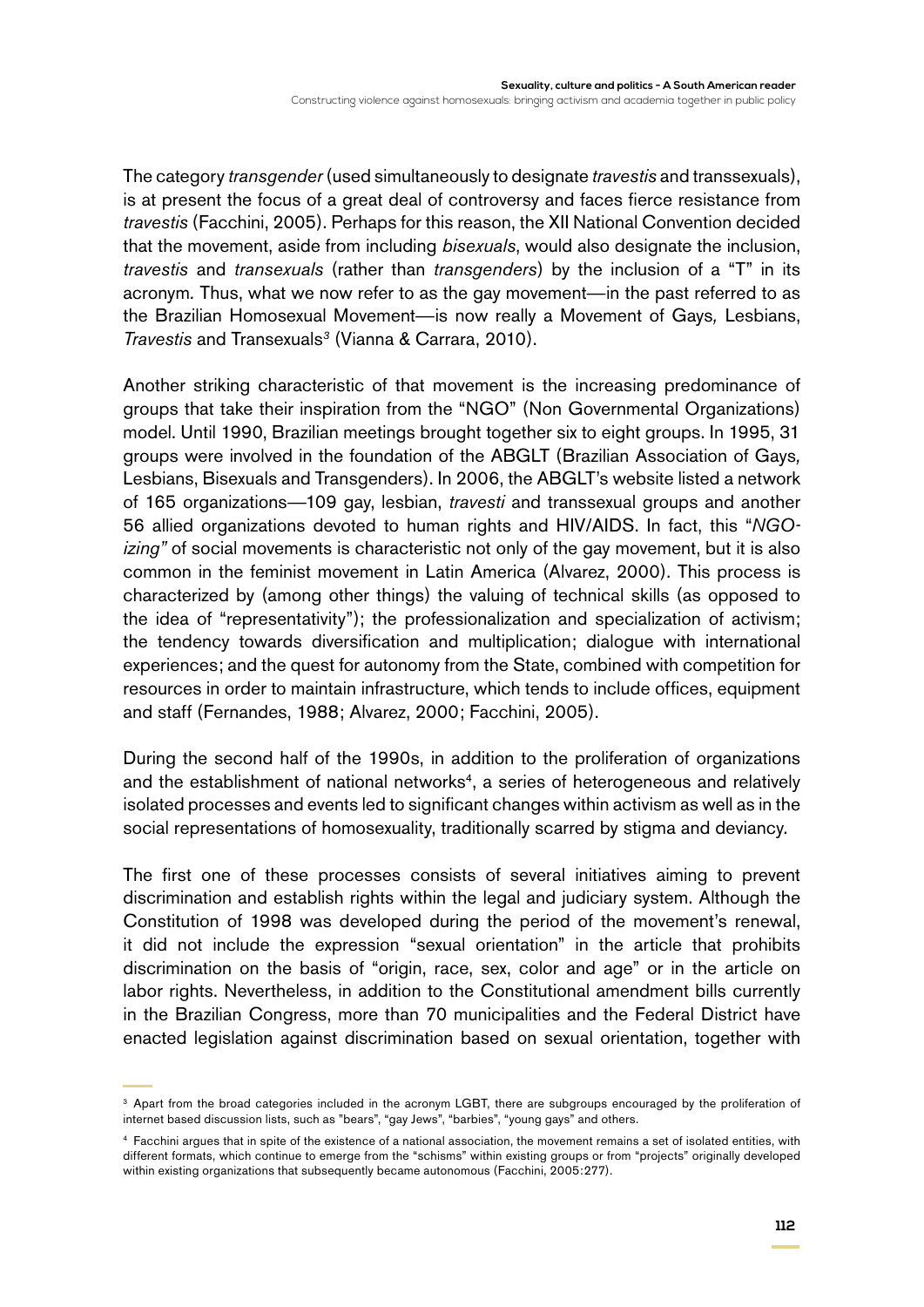The category *transgender* (used simultaneously to designate *travestis* and transsexuals), is at present the focus of a great deal of controversy and faces fierce resistance from *travestis* (Facchini, 2005). Perhaps for this reason, the XII National Convention decided that the movement, aside from including *bisexuals*, would also designate the inclusion, *travestis* and *transexuals* (rather than *transgenders*) by the inclusion of a "T" in its acronym. Thus, what we now refer to as the gay movement—in the past referred to as the Brazilian Homosexual Movement—is now really a Movement of Gays, Lesbians, *Travestis* and Transexuals[3] (Vianna & Carrara, 2010).

Another striking characteristic of that movement is the increasing predominance of groups that take their inspiration from the "NGO" (Non Governmental Organizations) model. Until 1990, Brazilian meetings brought together six to eight groups. In 1995, 31 groups were involved in the foundation of the ABGLT (Brazilian Association of Gays, Lesbians, Bisexuals and Transgenders). In 2006, the ABGLT's website listed a network of 165 organizations—109 gay, lesbian, *travesti* and transsexual groups and another 56 allied organizations devoted to human rights and HIV/AIDS. In fact, this "*NGO-izing"* of social movements is characteristic not only of the gay movement, but it is also common in the feminist movement in Latin America (Alvarez, 2000). This process is characterized by (among other things) the valuing of technical skills (as opposed to the idea of "representativity"); the professionalization and specialization of activism; the tendency towards diversification and multiplication; dialogue with international experiences; and the quest for autonomy from the State, combined with competition for resources in order to maintain infrastructure, which tends to include offices, equipment and staff (Fernandes, 1988; Alvarez, 2000; Facchini, 2005).

During the second half of the 1990s, in addition to the proliferation of organizations and the establishment of national networks[4], a series of heterogeneous and relatively isolated processes and events led to significant changes within activism as well as in the social representations of homosexuality, traditionally scarred by stigma and deviancy.

The first one of these processes consists of several initiatives aiming to prevent discrimination and establish rights within the legal and judiciary system. Although the Constitution of 1998 was developed during the period of the movement's renewal, it did not include the expression "sexual orientation" in the article that prohibits discrimination on the basis of "origin, race, sex, color and age" or in the article on labor rights. Nevertheless, in addition to the Constitutional amendment bills currently in the Brazilian Congress, more than 70 municipalities and the Federal District have enacted legislation against discrimination based on sexual orientation, together with

[3] Apart from the broad categories included in the acronym LGBT, there are subgroups encouraged by the proliferation of internet based discussion lists, such as "bears", "gay Jews", "barbies", "young gays" and others.

[4] Facchini argues that in spite of the existence of a national association, the movement remains a set of isolated entities, with different formats, which continue to emerge from the "schisms" within existing groups or from "projects" originally developed within existing organizations that subsequently became autonomous (Facchini, 2005:277).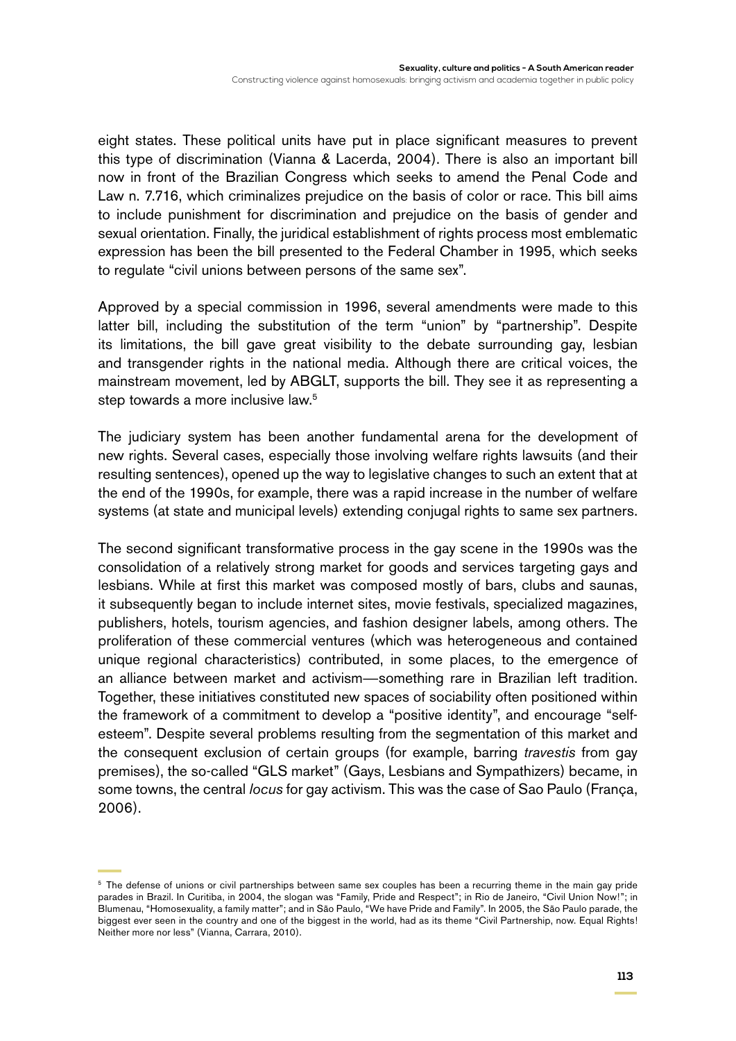eight states. These political units have put in place significant measures to prevent this type of discrimination (Vianna & Lacerda, 2004). There is also an important bill now in front of the Brazilian Congress which seeks to amend the Penal Code and Law n. 7.716, which criminalizes prejudice on the basis of color or race. This bill aims to include punishment for discrimination and prejudice on the basis of gender and sexual orientation. Finally, the juridical establishment of rights process most emblematic expression has been the bill presented to the Federal Chamber in 1995, which seeks to regulate "civil unions between persons of the same sex".

Approved by a special commission in 1996, several amendments were made to this latter bill, including the substitution of the term "union" by "partnership". Despite its limitations, the bill gave great visibility to the debate surrounding gay, lesbian and transgender rights in the national media. Although there are critical voices, the mainstream movement, led by ABGLT, supports the bill. They see it as representing a step towards a more inclusive law.[5]

The judiciary system has been another fundamental arena for the development of new rights. Several cases, especially those involving welfare rights lawsuits (and their resulting sentences), opened up the way to legislative changes to such an extent that at the end of the 1990s, for example, there was a rapid increase in the number of welfare systems (at state and municipal levels) extending conjugal rights to same sex partners.

The second significant transformative process in the gay scene in the 1990s was the consolidation of a relatively strong market for goods and services targeting gays and lesbians. While at first this market was composed mostly of bars, clubs and saunas, it subsequently began to include internet sites, movie festivals, specialized magazines, publishers, hotels, tourism agencies, and fashion designer labels, among others. The proliferation of these commercial ventures (which was heterogeneous and contained unique regional characteristics) contributed, in some places, to the emergence of an alliance between market and activism—something rare in Brazilian left tradition. Together, these initiatives constituted new spaces of sociability often positioned within the framework of a commitment to develop a "positive identity", and encourage "self-esteem". Despite several problems resulting from the segmentation of this market and the consequent exclusion of certain groups (for example, barring *travestis* from gay premises), the so-called "GLS market" (Gays, Lesbians and Sympathizers) became, in some towns, the central *locus* for gay activism. This was the case of Sao Paulo (França, 2006).

[5] The defense of unions or civil partnerships between same sex couples has been a recurring theme in the main gay pride parades in Brazil. In Curitiba, in 2004, the slogan was "Family, Pride and Respect"; in Rio de Janeiro, "Civil Union Now!"; in Blumenau, "Homosexuality, a family matter"; and in São Paulo, "We have Pride and Family". In 2005, the São Paulo parade, the biggest ever seen in the country and one of the biggest in the world, had as its theme "Civil Partnership, now. Equal Rights! Neither more nor less" (Vianna, Carrara, 2010).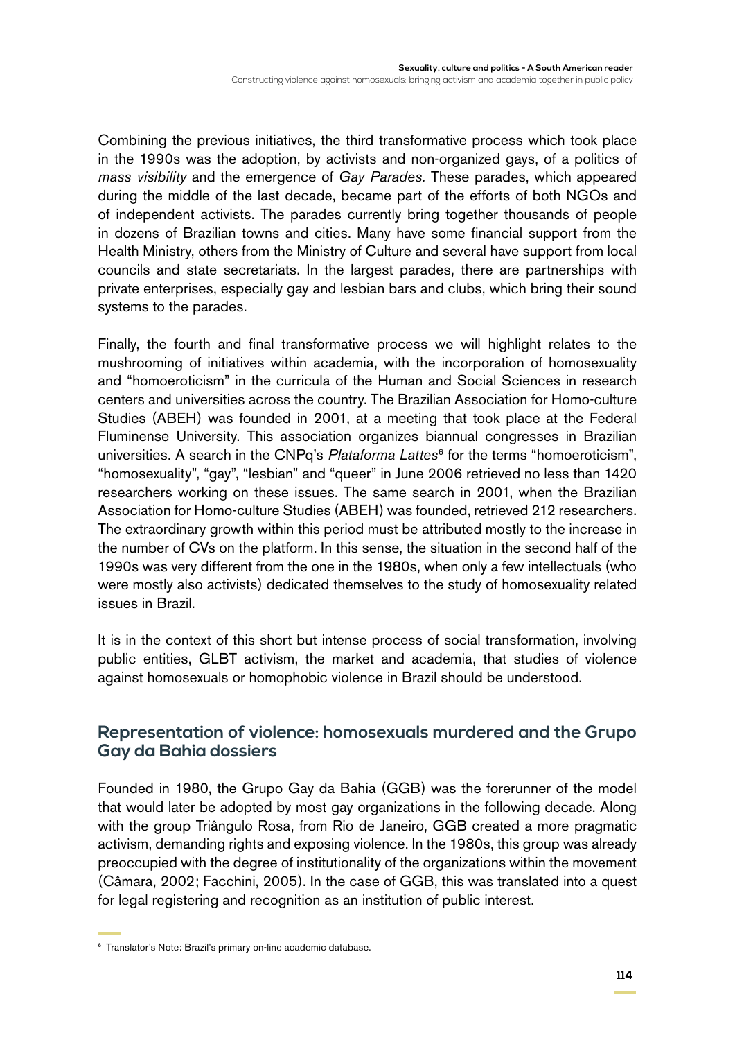Combining the previous initiatives, the third transformative process which took place in the 1990s was the adoption, by activists and non-organized gays, of a politics of *mass visibility* and the emergence of *Gay Parades.* These parades, which appeared during the middle of the last decade, became part of the efforts of both NGOs and of independent activists. The parades currently bring together thousands of people in dozens of Brazilian towns and cities. Many have some financial support from the Health Ministry, others from the Ministry of Culture and several have support from local councils and state secretariats. In the largest parades, there are partnerships with private enterprises, especially gay and lesbian bars and clubs, which bring their sound systems to the parades.

Finally, the fourth and final transformative process we will highlight relates to the mushrooming of initiatives within academia, with the incorporation of homosexuality and "homoeroticism" in the curricula of the Human and Social Sciences in research centers and universities across the country. The Brazilian Association for Homo-culture Studies (ABEH) was founded in 2001, at a meeting that took place at the Federal Fluminense University. This association organizes biannual congresses in Brazilian universities. A search in the CNPq's *Plataforma Lattes*[6] for the terms "homoeroticism", "homosexuality", "gay", "lesbian" and "queer" in June 2006 retrieved no less than 1420 researchers working on these issues. The same search in 2001, when the Brazilian Association for Homo-culture Studies (ABEH) was founded, retrieved 212 researchers. The extraordinary growth within this period must be attributed mostly to the increase in the number of CVs on the platform. In this sense, the situation in the second half of the 1990s was very different from the one in the 1980s, when only a few intellectuals (who were mostly also activists) dedicated themselves to the study of homosexuality related issues in Brazil.

It is in the context of this short but intense process of social transformation, involving public entities, GLBT activism, the market and academia, that studies of violence against homosexuals or homophobic violence in Brazil should be understood.

## Representation of violence: homosexuals murdered and the Grupo Gay da Bahia dossiers

Founded in 1980, the Grupo Gay da Bahia (GGB) was the forerunner of the model that would later be adopted by most gay organizations in the following decade. Along with the group Triângulo Rosa, from Rio de Janeiro, GGB created a more pragmatic activism, demanding rights and exposing violence. In the 1980s, this group was already preoccupied with the degree of institutionality of the organizations within the movement (Câmara, 2002; Facchini, 2005). In the case of GGB, this was translated into a quest for legal registering and recognition as an institution of public interest.

---

[6] Translator's Note: Brazil's primary on-line academic database.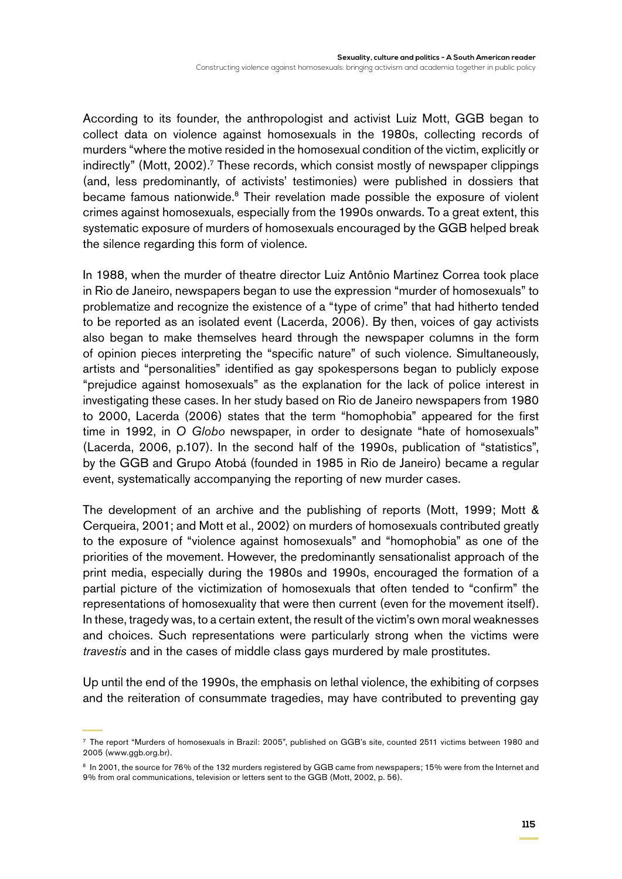According to its founder, the anthropologist and activist Luiz Mott, GGB began to collect data on violence against homosexuals in the 1980s, collecting records of murders "where the motive resided in the homosexual condition of the victim, explicitly or indirectly" (Mott, 2002).[7] These records, which consist mostly of newspaper clippings (and, less predominantly, of activists' testimonies) were published in dossiers that became famous nationwide.[8] Their revelation made possible the exposure of violent crimes against homosexuals, especially from the 1990s onwards. To a great extent, this systematic exposure of murders of homosexuals encouraged by the GGB helped break the silence regarding this form of violence.

In 1988, when the murder of theatre director Luiz Antônio Martinez Correa took place in Rio de Janeiro, newspapers began to use the expression "murder of homosexuals" to problematize and recognize the existence of a "type of crime" that had hitherto tended to be reported as an isolated event (Lacerda, 2006). By then, voices of gay activists also began to make themselves heard through the newspaper columns in the form of opinion pieces interpreting the "specific nature" of such violence. Simultaneously, artists and "personalities" identified as gay spokespersons began to publicly expose "prejudice against homosexuals" as the explanation for the lack of police interest in investigating these cases. In her study based on Rio de Janeiro newspapers from 1980 to 2000, Lacerda (2006) states that the term "homophobia" appeared for the first time in 1992, in *O Globo* newspaper, in order to designate "hate of homosexuals" (Lacerda, 2006, p.107). In the second half of the 1990s, publication of "statistics", by the GGB and Grupo Atobá (founded in 1985 in Rio de Janeiro) became a regular event, systematically accompanying the reporting of new murder cases.

The development of an archive and the publishing of reports (Mott, 1999; Mott & Cerqueira, 2001; and Mott et al., 2002) on murders of homosexuals contributed greatly to the exposure of "violence against homosexuals" and "homophobia" as one of the priorities of the movement. However, the predominantly sensationalist approach of the print media, especially during the 1980s and 1990s, encouraged the formation of a partial picture of the victimization of homosexuals that often tended to "confirm" the representations of homosexuality that were then current (even for the movement itself). In these, tragedy was, to a certain extent, the result of the victim's own moral weaknesses and choices. Such representations were particularly strong when the victims were *travestis* and in the cases of middle class gays murdered by male prostitutes.

Up until the end of the 1990s, the emphasis on lethal violence, the exhibiting of corpses and the reiteration of consummate tragedies, may have contributed to preventing gay

---

[7] The report "Murders of homosexuals in Brazil: 2005", published on GGB's site, counted 2511 victims between 1980 and 2005 (www.ggb.org.br).

[8] In 2001, the source for 76% of the 132 murders registered by GGB came from newspapers; 15% were from the Internet and 9% from oral communications, television or letters sent to the GGB (Mott, 2002, p. 56).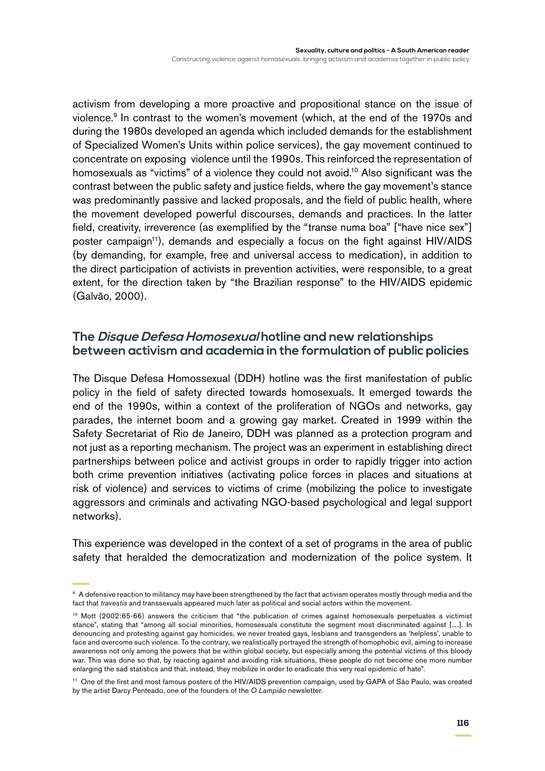activism from developing a more proactive and propositional stance on the issue of violence.[9] In contrast to the women's movement (which, at the end of the 1970s and during the 1980s developed an agenda which included demands for the establishment of Specialized Women's Units within police services), the gay movement continued to concentrate on exposing violence until the 1990s. This reinforced the representation of homosexuals as "victims" of a violence they could not avoid.[10] Also significant was the contrast between the public safety and justice fields, where the gay movement's stance was predominantly passive and lacked proposals, and the field of public health, where the movement developed powerful discourses, demands and practices. In the latter field, creativity, irreverence (as exemplified by the "transe numa boa" ["have nice sex"] poster campaign[11]), demands and especially a focus on the fight against HIV/AIDS (by demanding, for example, free and universal access to medication), in addition to the direct participation of activists in prevention activities, were responsible, to a great extent, for the direction taken by "the Brazilian response" to the HIV/AIDS epidemic (Galvão, 2000).

## The *Disque Defesa Homosexual* hotline and new relationships between activism and academia in the formulation of public policies

The Disque Defesa Homossexual (DDH) hotline was the first manifestation of public policy in the field of safety directed towards homosexuals. It emerged towards the end of the 1990s, within a context of the proliferation of NGOs and networks, gay parades, the internet boom and a growing gay market. Created in 1999 within the Safety Secretariat of Rio de Janeiro, DDH was planned as a protection program and not just as a reporting mechanism. The project was an experiment in establishing direct partnerships between police and activist groups in order to rapidly trigger into action both crime prevention initiatives (activating police forces in places and situations at risk of violence) and services to victims of crime (mobilizing the police to investigate aggressors and criminals and activating NGO-based psychological and legal support networks).

This experience was developed in the context of a set of programs in the area of public safety that heralded the democratization and modernization of the police system. It

---

[9] A defensive reaction to militancy may have been strengthened by the fact that activism operates mostly through media and the fact that *travestis* and transsexuals appeared much later as political and social actors within the movement.

[10] Mott (2002:65-66) answers the criticism that "the publication of crimes against homosexuals perpetuates a victimist stance", stating that "among all social minorities, homosexuals constitute the segment most discriminated against [...]. In denouncing and protesting against gay homicides, we never treated gays, lesbians and transgenders as 'helpless', unable to face and overcome such violence. To the contrary, we realistically portrayed the strength of homophobic evil, aiming to increase awareness not only among the powers that be within global society, but especially among the potential victims of this bloody war. This was done so that, by reacting against and avoiding risk situations, these people do not become one more number enlarging the sad statistics and that, instead, they mobilize in order to eradicate this very real epidemic of hate".

[11] One of the first and most famous posters of the HIV/AIDS prevention campaign, used by GAPA of São Paulo, was created by the artist Darcy Penteado, one of the founders of the *O Lampião* newsletter.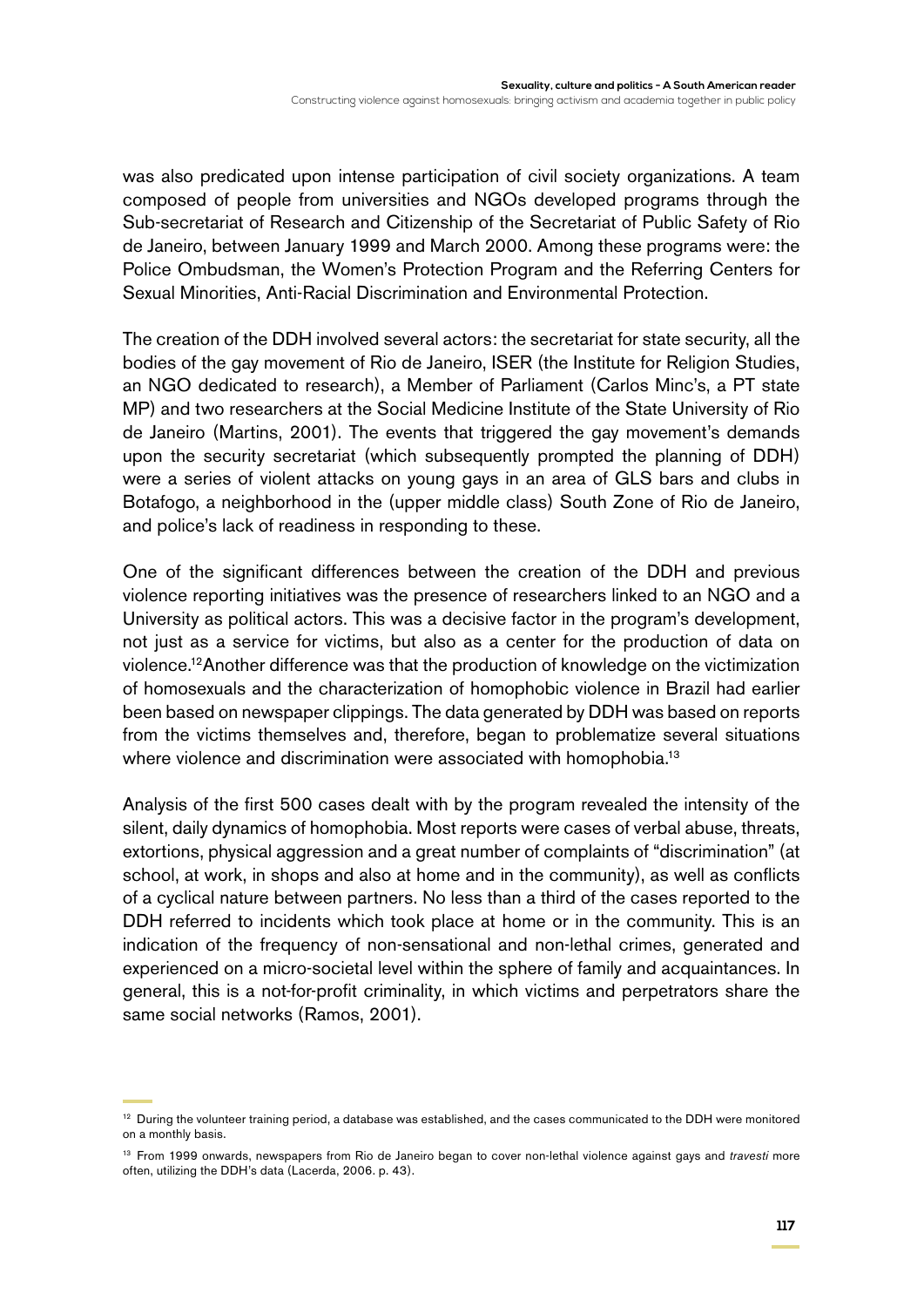was also predicated upon intense participation of civil society organizations. A team composed of people from universities and NGOs developed programs through the Sub-secretariat of Research and Citizenship of the Secretariat of Public Safety of Rio de Janeiro, between January 1999 and March 2000. Among these programs were: the Police Ombudsman, the Women's Protection Program and the Referring Centers for Sexual Minorities, Anti-Racial Discrimination and Environmental Protection.

The creation of the DDH involved several actors: the secretariat for state security, all the bodies of the gay movement of Rio de Janeiro, ISER (the Institute for Religion Studies, an NGO dedicated to research), a Member of Parliament (Carlos Minc's, a PT state MP) and two researchers at the Social Medicine Institute of the State University of Rio de Janeiro (Martins, 2001). The events that triggered the gay movement's demands upon the security secretariat (which subsequently prompted the planning of DDH) were a series of violent attacks on young gays in an area of GLS bars and clubs in Botafogo, a neighborhood in the (upper middle class) South Zone of Rio de Janeiro, and police's lack of readiness in responding to these.

One of the significant differences between the creation of the DDH and previous violence reporting initiatives was the presence of researchers linked to an NGO and a University as political actors. This was a decisive factor in the program's development, not just as a service for victims, but also as a center for the production of data on violence.[12] Another difference was that the production of knowledge on the victimization of homosexuals and the characterization of homophobic violence in Brazil had earlier been based on newspaper clippings. The data generated by DDH was based on reports from the victims themselves and, therefore, began to problematize several situations where violence and discrimination were associated with homophobia.[13]

Analysis of the first 500 cases dealt with by the program revealed the intensity of the silent, daily dynamics of homophobia. Most reports were cases of verbal abuse, threats, extortions, physical aggression and a great number of complaints of "discrimination" (at school, at work, in shops and also at home and in the community), as well as conflicts of a cyclical nature between partners. No less than a third of the cases reported to the DDH referred to incidents which took place at home or in the community. This is an indication of the frequency of non-sensational and non-lethal crimes, generated and experienced on a micro-societal level within the sphere of family and acquaintances. In general, this is a not-for-profit criminality, in which victims and perpetrators share the same social networks (Ramos, 2001).

---

[12] During the volunteer training period, a database was established, and the cases communicated to the DDH were monitored on a monthly basis.

[13] From 1999 onwards, newspapers from Rio de Janeiro began to cover non-lethal violence against gays and *travesti* more often, utilizing the DDH's data (Lacerda, 2006. p. 43).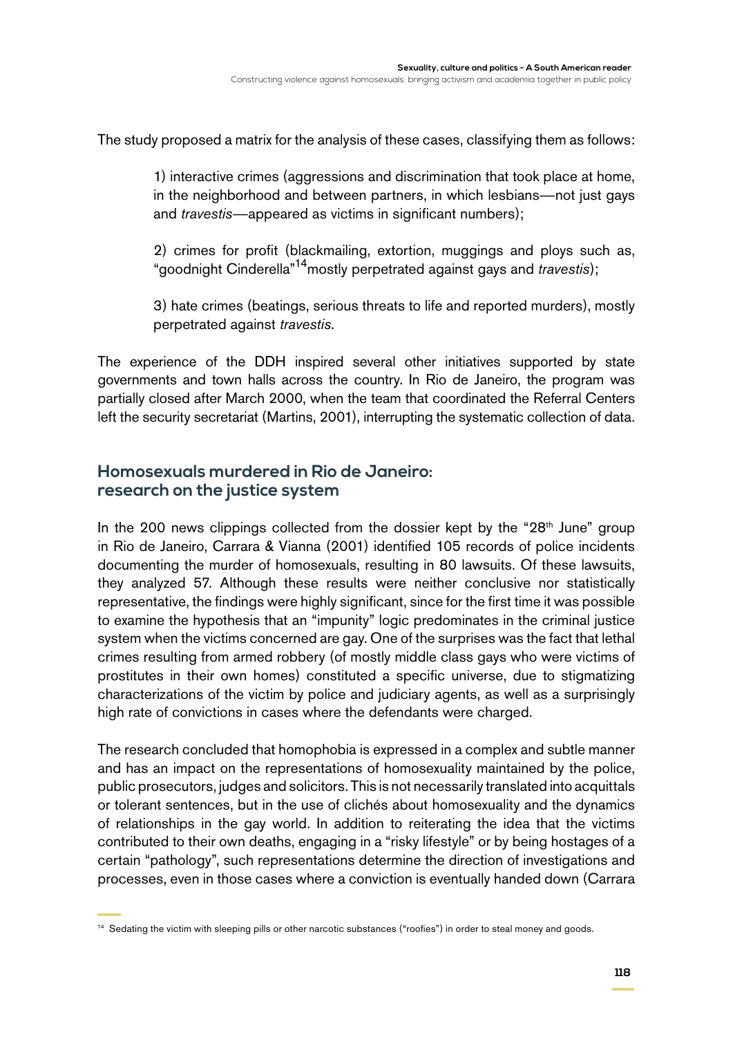The study proposed a matrix for the analysis of these cases, classifying them as follows:

> 1) interactive crimes (aggressions and discrimination that took place at home, in the neighborhood and between partners, in which lesbians—not just gays and *travestis*—appeared as victims in significant numbers);
>
> 2) crimes for profit (blackmailing, extortion, muggings and ploys such as, "goodnight Cinderella"[14]mostly perpetrated against gays and *travestis*);
>
> 3) hate crimes (beatings, serious threats to life and reported murders), mostly perpetrated against *travestis*.

The experience of the DDH inspired several other initiatives supported by state governments and town halls across the country. In Rio de Janeiro, the program was partially closed after March 2000, when the team that coordinated the Referral Centers left the security secretariat (Martins, 2001), interrupting the systematic collection of data.

## Homosexuals murdered in Rio de Janeiro: research on the justice system

In the 200 news clippings collected from the dossier kept by the "28th June" group in Rio de Janeiro, Carrara & Vianna (2001) identified 105 records of police incidents documenting the murder of homosexuals, resulting in 80 lawsuits. Of these lawsuits, they analyzed 57. Although these results were neither conclusive nor statistically representative, the findings were highly significant, since for the first time it was possible to examine the hypothesis that an "impunity" logic predominates in the criminal justice system when the victims concerned are gay. One of the surprises was the fact that lethal crimes resulting from armed robbery (of mostly middle class gays who were victims of prostitutes in their own homes) constituted a specific universe, due to stigmatizing characterizations of the victim by police and judiciary agents, as well as a surprisingly high rate of convictions in cases where the defendants were charged.

The research concluded that homophobia is expressed in a complex and subtle manner and has an impact on the representations of homosexuality maintained by the police, public prosecutors, judges and solicitors. This is not necessarily translated into acquittals or tolerant sentences, but in the use of clichés about homosexuality and the dynamics of relationships in the gay world. In addition to reiterating the idea that the victims contributed to their own deaths, engaging in a "risky lifestyle" or by being hostages of a certain "pathology", such representations determine the direction of investigations and processes, even in those cases where a conviction is eventually handed down (Carrara

[14] Sedating the victim with sleeping pills or other narcotic substances ("roofies") in order to steal money and goods.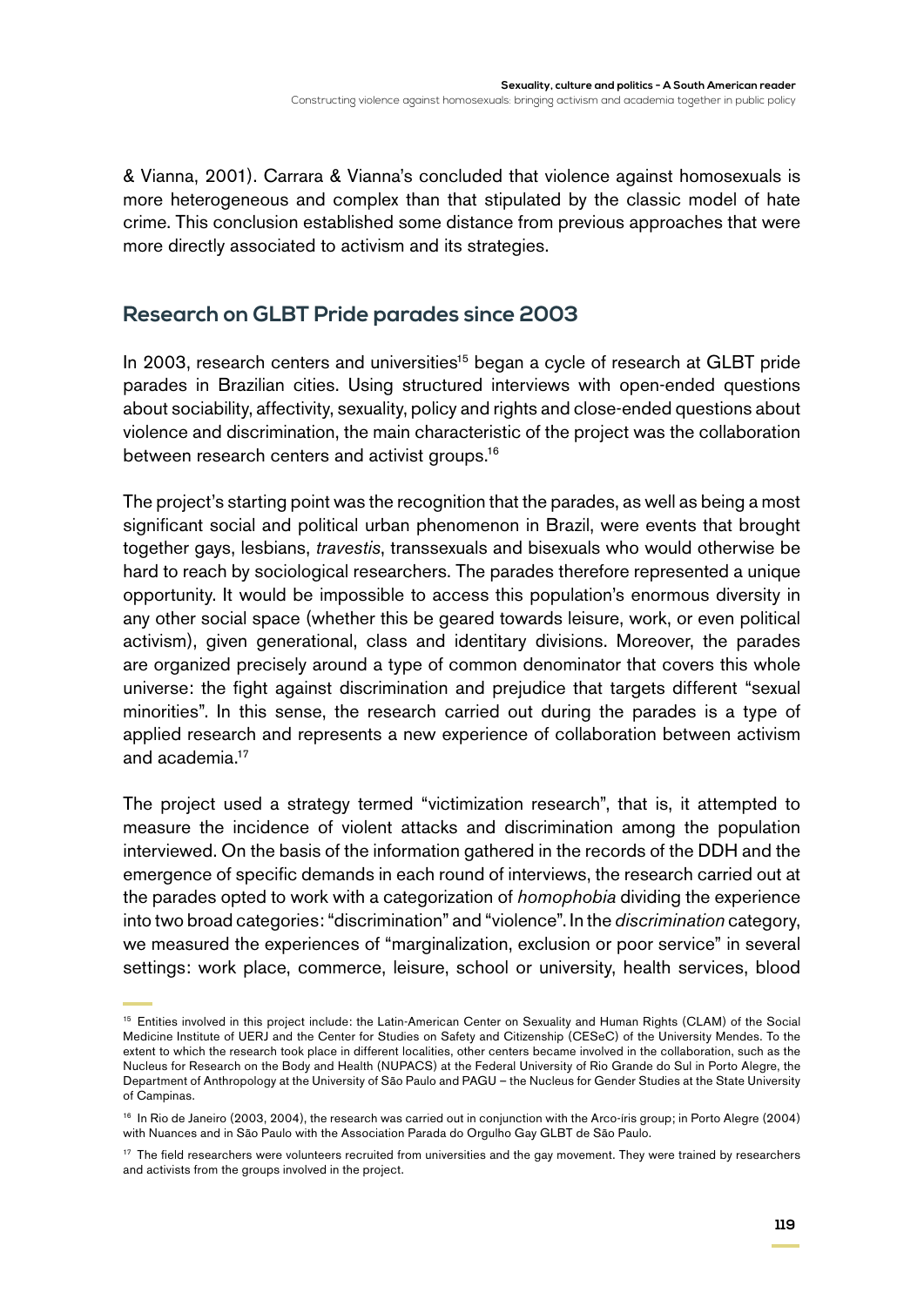& Vianna, 2001). Carrara & Vianna's concluded that violence against homosexuals is more heterogeneous and complex than that stipulated by the classic model of hate crime. This conclusion established some distance from previous approaches that were more directly associated to activism and its strategies.

## Research on GLBT Pride parades since 2003

In 2003, research centers and universities[15] began a cycle of research at GLBT pride parades in Brazilian cities. Using structured interviews with open-ended questions about sociability, affectivity, sexuality, policy and rights and close-ended questions about violence and discrimination, the main characteristic of the project was the collaboration between research centers and activist groups.[16]

The project's starting point was the recognition that the parades, as well as being a most significant social and political urban phenomenon in Brazil, were events that brought together gays, lesbians, *travestis*, transsexuals and bisexuals who would otherwise be hard to reach by sociological researchers. The parades therefore represented a unique opportunity. It would be impossible to access this population's enormous diversity in any other social space (whether this be geared towards leisure, work, or even political activism), given generational, class and identitary divisions. Moreover, the parades are organized precisely around a type of common denominator that covers this whole universe: the fight against discrimination and prejudice that targets different "sexual minorities". In this sense, the research carried out during the parades is a type of applied research and represents a new experience of collaboration between activism and academia.[17]

The project used a strategy termed "victimization research", that is, it attempted to measure the incidence of violent attacks and discrimination among the population interviewed. On the basis of the information gathered in the records of the DDH and the emergence of specific demands in each round of interviews, the research carried out at the parades opted to work with a categorization of *homophobia* dividing the experience into two broad categories: "discrimination" and "violence". In the *discrimination* category, we measured the experiences of "marginalization, exclusion or poor service" in several settings: work place, commerce, leisure, school or university, health services, blood

[15] Entities involved in this project include: the Latin-American Center on Sexuality and Human Rights (CLAM) of the Social Medicine Institute of UERJ and the Center for Studies on Safety and Citizenship (CESeC) of the University Mendes. To the extent to which the research took place in different localities, other centers became involved in the collaboration, such as the Nucleus for Research on the Body and Health (NUPACS) at the Federal University of Rio Grande do Sul in Porto Alegre, the Department of Anthropology at the University of São Paulo and PAGU – the Nucleus for Gender Studies at the State University of Campinas.

[16] In Rio de Janeiro (2003, 2004), the research was carried out in conjunction with the Arco-íris group; in Porto Alegre (2004) with Nuances and in São Paulo with the Association Parada do Orgulho Gay GLBT de São Paulo.

[17] The field researchers were volunteers recruited from universities and the gay movement. They were trained by researchers and activists from the groups involved in the project.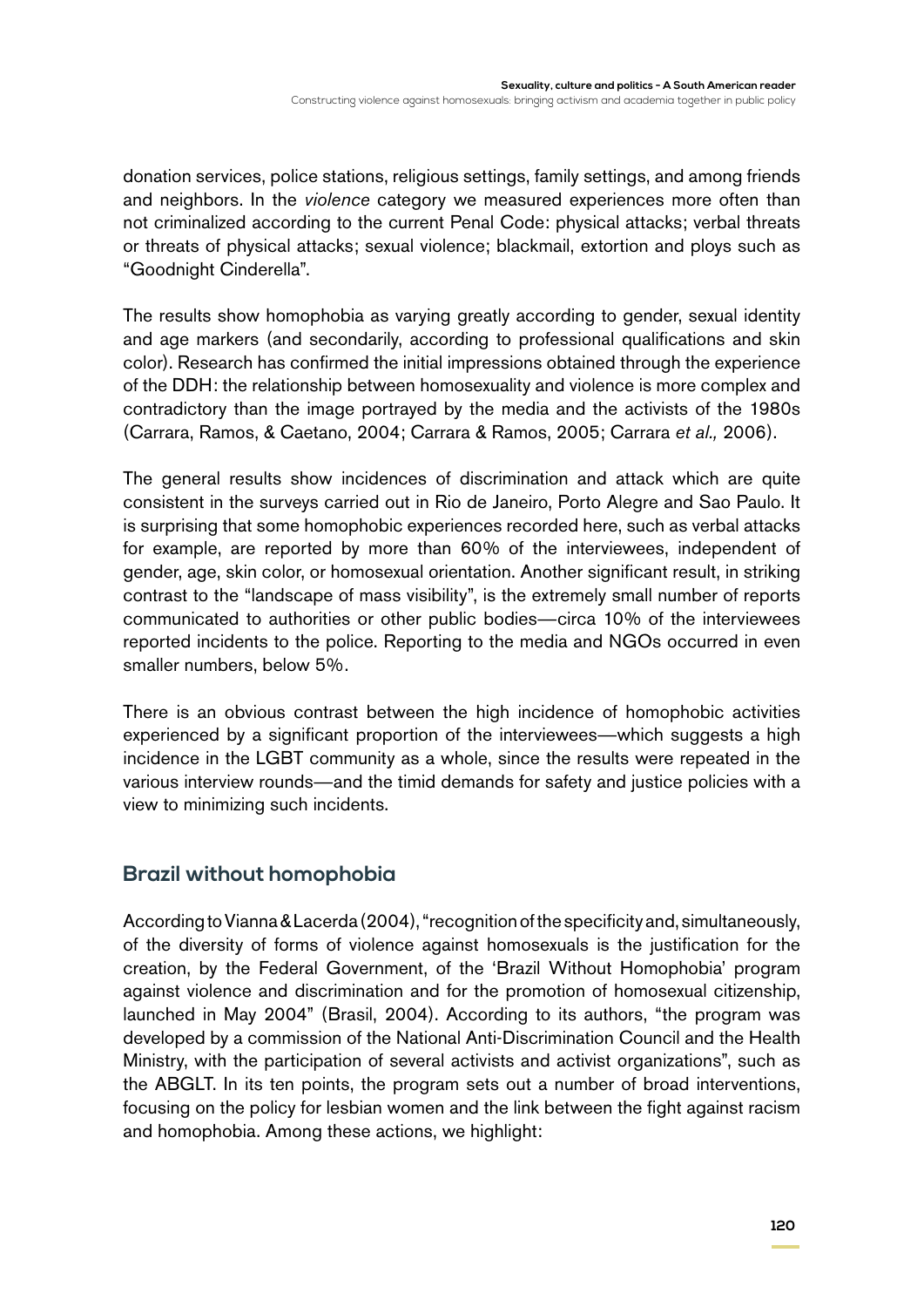donation services, police stations, religious settings, family settings, and among friends and neighbors. In the *violence* category we measured experiences more often than not criminalized according to the current Penal Code: physical attacks; verbal threats or threats of physical attacks; sexual violence; blackmail, extortion and ploys such as "Goodnight Cinderella".

The results show homophobia as varying greatly according to gender, sexual identity and age markers (and secondarily, according to professional qualifications and skin color). Research has confirmed the initial impressions obtained through the experience of the DDH: the relationship between homosexuality and violence is more complex and contradictory than the image portrayed by the media and the activists of the 1980s (Carrara, Ramos, & Caetano, 2004; Carrara & Ramos, 2005; Carrara *et al.,* 2006).

The general results show incidences of discrimination and attack which are quite consistent in the surveys carried out in Rio de Janeiro, Porto Alegre and Sao Paulo. It is surprising that some homophobic experiences recorded here, such as verbal attacks for example, are reported by more than 60% of the interviewees, independent of gender, age, skin color, or homosexual orientation. Another significant result, in striking contrast to the "landscape of mass visibility", is the extremely small number of reports communicated to authorities or other public bodies—circa 10% of the interviewees reported incidents to the police. Reporting to the media and NGOs occurred in even smaller numbers, below 5%.

There is an obvious contrast between the high incidence of homophobic activities experienced by a significant proportion of the interviewees—which suggests a high incidence in the LGBT community as a whole, since the results were repeated in the various interview rounds—and the timid demands for safety and justice policies with a view to minimizing such incidents.

## Brazil without homophobia

According to Vianna & Lacerda (2004), "recognition of the specificity and, simultaneously, of the diversity of forms of violence against homosexuals is the justification for the creation, by the Federal Government, of the 'Brazil Without Homophobia' program against violence and discrimination and for the promotion of homosexual citizenship, launched in May 2004" (Brasil, 2004). According to its authors, "the program was developed by a commission of the National Anti-Discrimination Council and the Health Ministry, with the participation of several activists and activist organizations", such as the ABGLT. In its ten points, the program sets out a number of broad interventions, focusing on the policy for lesbian women and the link between the fight against racism and homophobia. Among these actions, we highlight: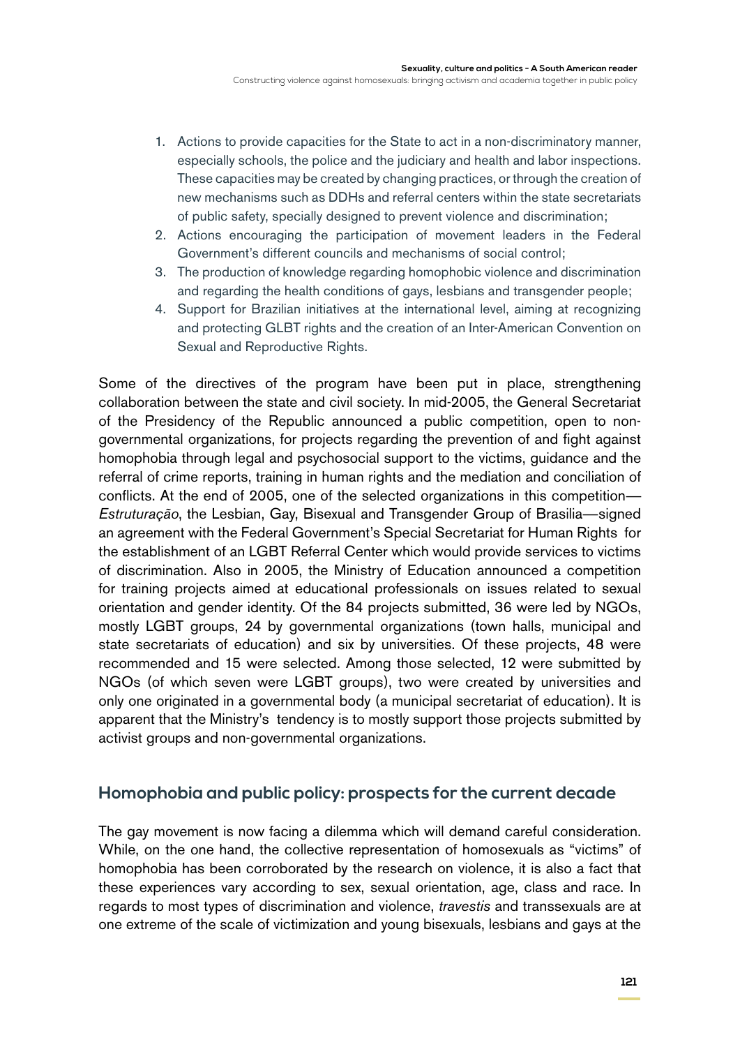1. Actions to provide capacities for the State to act in a non-discriminatory manner, especially schools, the police and the judiciary and health and labor inspections. These capacities may be created by changing practices, or through the creation of new mechanisms such as DDHs and referral centers within the state secretariats of public safety, specially designed to prevent violence and discrimination;
2. Actions encouraging the participation of movement leaders in the Federal Government's different councils and mechanisms of social control;
3. The production of knowledge regarding homophobic violence and discrimination and regarding the health conditions of gays, lesbians and transgender people;
4. Support for Brazilian initiatives at the international level, aiming at recognizing and protecting GLBT rights and the creation of an Inter-American Convention on Sexual and Reproductive Rights.

Some of the directives of the program have been put in place, strengthening collaboration between the state and civil society. In mid-2005, the General Secretariat of the Presidency of the Republic announced a public competition, open to non-governmental organizations, for projects regarding the prevention of and fight against homophobia through legal and psychosocial support to the victims, guidance and the referral of crime reports, training in human rights and the mediation and conciliation of conflicts. At the end of 2005, one of the selected organizations in this competition—*Estruturação*, the Lesbian, Gay, Bisexual and Transgender Group of Brasilia—signed an agreement with the Federal Government's Special Secretariat for Human Rights for the establishment of an LGBT Referral Center which would provide services to victims of discrimination. Also in 2005, the Ministry of Education announced a competition for training projects aimed at educational professionals on issues related to sexual orientation and gender identity. Of the 84 projects submitted, 36 were led by NGOs, mostly LGBT groups, 24 by governmental organizations (town halls, municipal and state secretariats of education) and six by universities. Of these projects, 48 were recommended and 15 were selected. Among those selected, 12 were submitted by NGOs (of which seven were LGBT groups), two were created by universities and only one originated in a governmental body (a municipal secretariat of education). It is apparent that the Ministry's tendency is to mostly support those projects submitted by activist groups and non-governmental organizations.

## Homophobia and public policy: prospects for the current decade

The gay movement is now facing a dilemma which will demand careful consideration. While, on the one hand, the collective representation of homosexuals as "victims" of homophobia has been corroborated by the research on violence, it is also a fact that these experiences vary according to sex, sexual orientation, age, class and race. In regards to most types of discrimination and violence, *travestis* and transsexuals are at one extreme of the scale of victimization and young bisexuals, lesbians and gays at the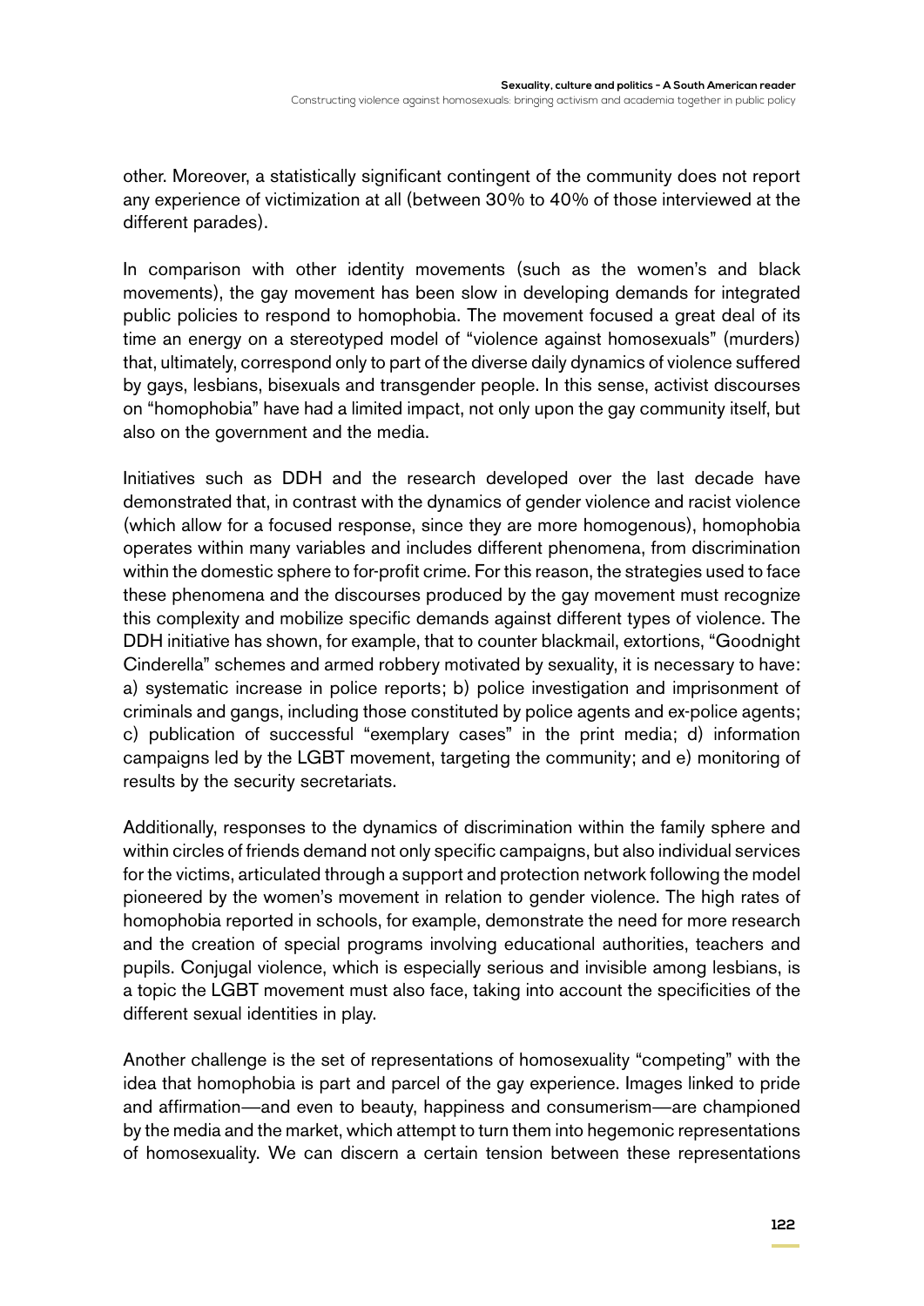other. Moreover, a statistically significant contingent of the community does not report any experience of victimization at all (between 30% to 40% of those interviewed at the different parades).

In comparison with other identity movements (such as the women's and black movements), the gay movement has been slow in developing demands for integrated public policies to respond to homophobia. The movement focused a great deal of its time an energy on a stereotyped model of "violence against homosexuals" (murders) that, ultimately, correspond only to part of the diverse daily dynamics of violence suffered by gays, lesbians, bisexuals and transgender people. In this sense, activist discourses on "homophobia" have had a limited impact, not only upon the gay community itself, but also on the government and the media.

Initiatives such as DDH and the research developed over the last decade have demonstrated that, in contrast with the dynamics of gender violence and racist violence (which allow for a focused response, since they are more homogenous), homophobia operates within many variables and includes different phenomena, from discrimination within the domestic sphere to for-profit crime. For this reason, the strategies used to face these phenomena and the discourses produced by the gay movement must recognize this complexity and mobilize specific demands against different types of violence. The DDH initiative has shown, for example, that to counter blackmail, extortions, "Goodnight Cinderella" schemes and armed robbery motivated by sexuality, it is necessary to have: a) systematic increase in police reports; b) police investigation and imprisonment of criminals and gangs, including those constituted by police agents and ex-police agents; c) publication of successful "exemplary cases" in the print media; d) information campaigns led by the LGBT movement, targeting the community; and e) monitoring of results by the security secretariats.

Additionally, responses to the dynamics of discrimination within the family sphere and within circles of friends demand not only specific campaigns, but also individual services for the victims, articulated through a support and protection network following the model pioneered by the women's movement in relation to gender violence. The high rates of homophobia reported in schools, for example, demonstrate the need for more research and the creation of special programs involving educational authorities, teachers and pupils. Conjugal violence, which is especially serious and invisible among lesbians, is a topic the LGBT movement must also face, taking into account the specificities of the different sexual identities in play.

Another challenge is the set of representations of homosexuality "competing" with the idea that homophobia is part and parcel of the gay experience. Images linked to pride and affirmation—and even to beauty, happiness and consumerism—are championed by the media and the market, which attempt to turn them into hegemonic representations of homosexuality. We can discern a certain tension between these representations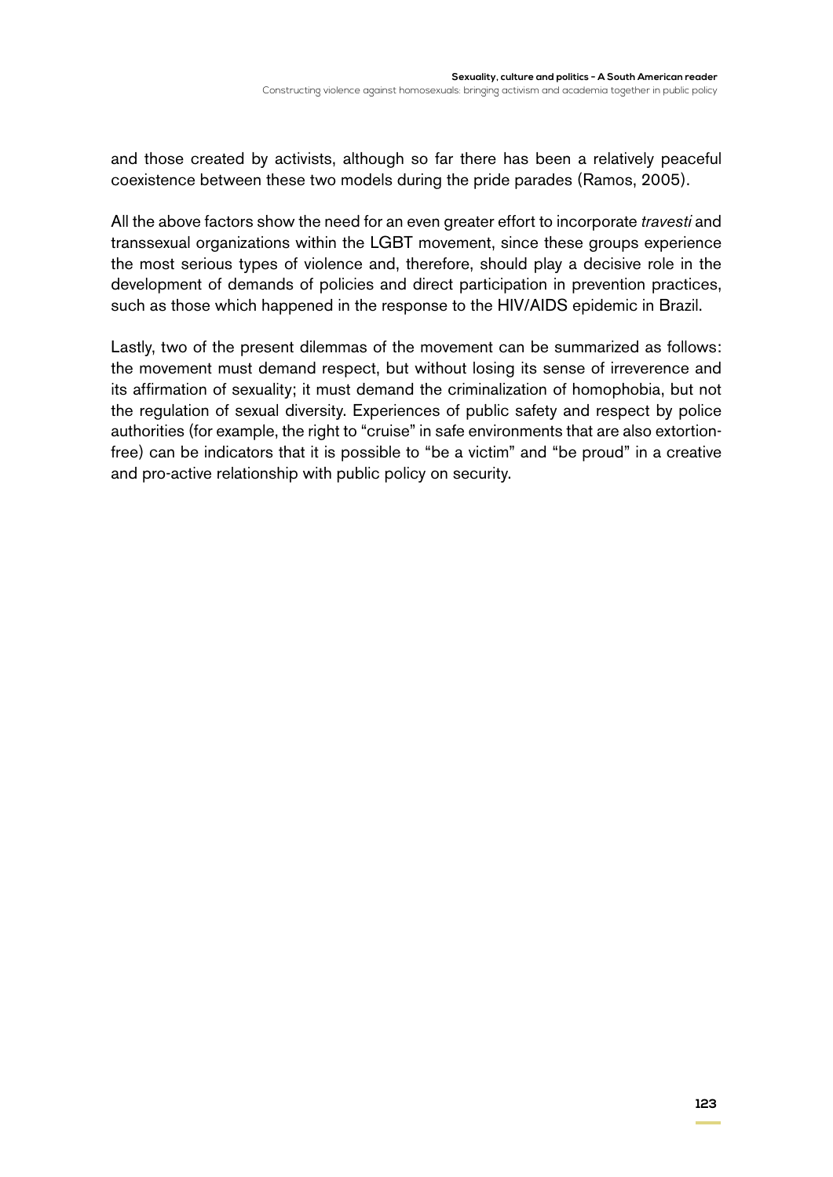and those created by activists, although so far there has been a relatively peaceful coexistence between these two models during the pride parades (Ramos, 2005).

All the above factors show the need for an even greater effort to incorporate *travesti* and transsexual organizations within the LGBT movement, since these groups experience the most serious types of violence and, therefore, should play a decisive role in the development of demands of policies and direct participation in prevention practices, such as those which happened in the response to the HIV/AIDS epidemic in Brazil.

Lastly, two of the present dilemmas of the movement can be summarized as follows: the movement must demand respect, but without losing its sense of irreverence and its affirmation of sexuality; it must demand the criminalization of homophobia, but not the regulation of sexual diversity. Experiences of public safety and respect by police authorities (for example, the right to "cruise" in safe environments that are also extortion-free) can be indicators that it is possible to "be a victim" and "be proud" in a creative and pro-active relationship with public policy on security.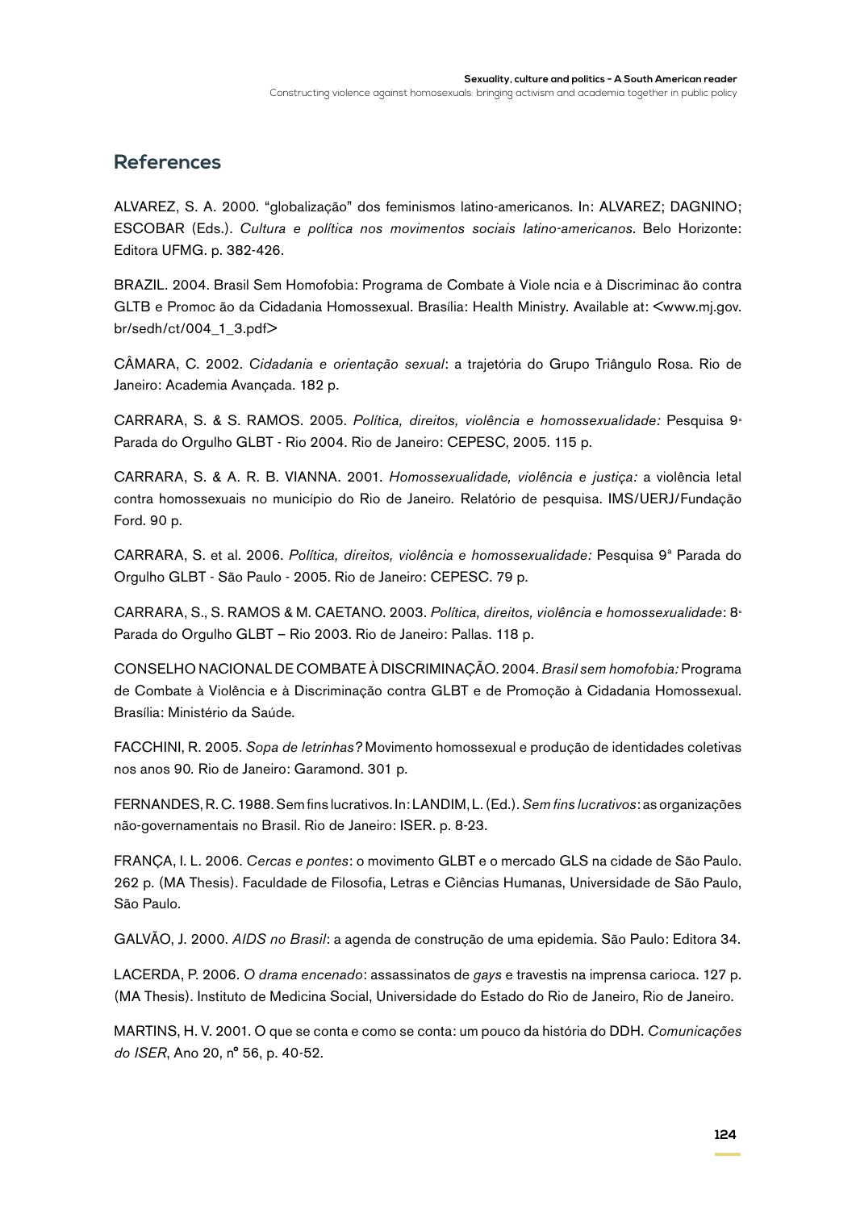## References

ALVAREZ, S. A. 2000. "globalização" dos feminismos latino-americanos. In: ALVAREZ; DAGNINO; ESCOBAR (Eds.). *Cultura e política nos movimentos sociais latino-americanos*. Belo Horizonte: Editora UFMG. p. 382-426.

BRAZIL. 2004. Brasil Sem Homofobia: Programa de Combate à Viole ncia e à Discriminac ão contra GLTB e Promoc ão da Cidadania Homossexual. Brasília: Health Ministry. Available at: <www.mj.gov.br/sedh/ct/004_1_3.pdf>

CÂMARA, C. 2002. *Cidadania e orientação sexual*: a trajetória do Grupo Triângulo Rosa. Rio de Janeiro: Academia Avançada. 182 p.

CARRARA, S. & S. RAMOS. 2005. *Política, direitos, violência e homossexualidade:* Pesquisa 9ª Parada do Orgulho GLBT - Rio 2004. Rio de Janeiro: CEPESC, 2005. 115 p.

CARRARA, S. & A. R. B. VIANNA. 2001. *Homossexualidade, violência e justiça:* a violência letal contra homossexuais no município do Rio de Janeiro. Relatório de pesquisa. IMS/UERJ/Fundação Ford. 90 p.

CARRARA, S. et al. 2006. *Política, direitos, violência e homossexualidade:* Pesquisa 9ª Parada do Orgulho GLBT - São Paulo - 2005. Rio de Janeiro: CEPESC. 79 p.

CARRARA, S., S. RAMOS & M. CAETANO. 2003. *Política, direitos, violência e homossexualidade*: 8ª Parada do Orgulho GLBT – Rio 2003. Rio de Janeiro: Pallas. 118 p.

CONSELHO NACIONAL DE COMBATE À DISCRIMINAÇÃO. 2004. *Brasil sem homofobia:* Programa de Combate à Violência e à Discriminação contra GLBT e de Promoção à Cidadania Homossexual. Brasília: Ministério da Saúde.

FACCHINI, R. 2005. *Sopa de letrinhas?* Movimento homossexual e produção de identidades coletivas nos anos 90. Rio de Janeiro: Garamond. 301 p.

FERNANDES, R. C. 1988. Sem fins lucrativos. In: LANDIM, L. (Ed.). *Sem fins lucrativos*: as organizações não-governamentais no Brasil. Rio de Janeiro: ISER. p. 8-23.

FRANÇA, I. L. 2006. *Cercas e pontes*: o movimento GLBT e o mercado GLS na cidade de São Paulo. 262 p. (MA Thesis). Faculdade de Filosofia, Letras e Ciências Humanas, Universidade de São Paulo, São Paulo.

GALVÃO, J. 2000. *AIDS no Brasil*: a agenda de construção de uma epidemia. São Paulo: Editora 34.

LACERDA, P. 2006. *O drama encenado*: assassinatos de *gays* e travestis na imprensa carioca. 127 p. (MA Thesis). Instituto de Medicina Social, Universidade do Estado do Rio de Janeiro, Rio de Janeiro.

MARTINS, H. V. 2001. O que se conta e como se conta: um pouco da história do DDH. *Comunicações do ISER*, Ano 20, nº 56, p. 40-52.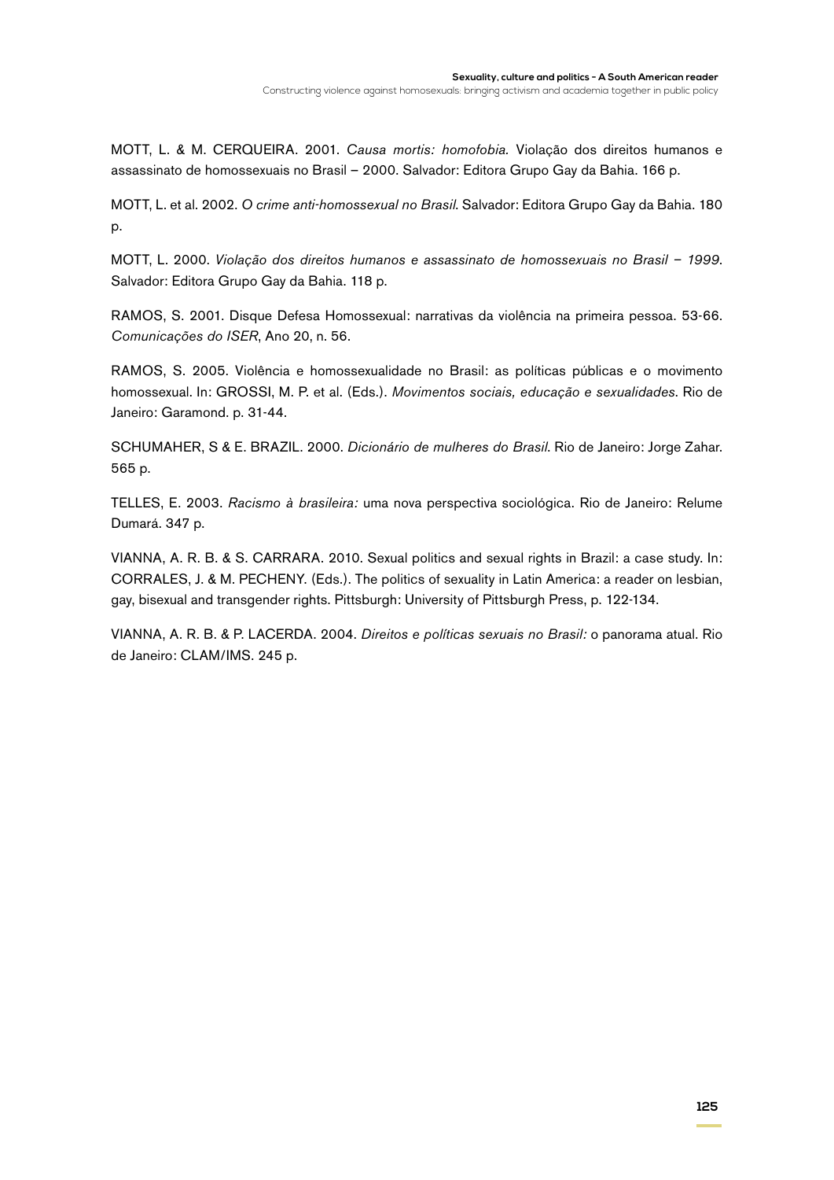MOTT, L. & M. CERQUEIRA. 2001. *Causa mortis: homofobia.* Violação dos direitos humanos e assassinato de homossexuais no Brasil – 2000. Salvador: Editora Grupo Gay da Bahia. 166 p.

MOTT, L. et al. 2002. *O crime anti-homossexual no Brasil*. Salvador: Editora Grupo Gay da Bahia. 180 p.

MOTT, L. 2000. *Violação dos direitos humanos e assassinato de homossexuais no Brasil – 1999*. Salvador: Editora Grupo Gay da Bahia. 118 p.

RAMOS, S. 2001. Disque Defesa Homossexual: narrativas da violência na primeira pessoa. 53-66. *Comunicações do ISER*, Ano 20, n. 56.

RAMOS, S. 2005. Violência e homossexualidade no Brasil: as políticas públicas e o movimento homossexual. In: GROSSI, M. P. et al. (Eds.). *Movimentos sociais, educação e sexualidades*. Rio de Janeiro: Garamond. p. 31-44.

SCHUMAHER, S & E. BRAZIL. 2000. *Dicionário de mulheres do Brasil*. Rio de Janeiro: Jorge Zahar. 565 p.

TELLES, E. 2003. *Racismo à brasileira:* uma nova perspectiva sociológica. Rio de Janeiro: Relume Dumará. 347 p.

VIANNA, A. R. B. & S. CARRARA. 2010. Sexual politics and sexual rights in Brazil: a case study. In: CORRALES, J. & M. PECHENY. (Eds.). The politics of sexuality in Latin America: a reader on lesbian, gay, bisexual and transgender rights. Pittsburgh: University of Pittsburgh Press, p. 122-134.

VIANNA, A. R. B. & P. LACERDA. 2004. *Direitos e políticas sexuais no Brasil:* o panorama atual. Rio de Janeiro: CLAM/IMS. 245 p.